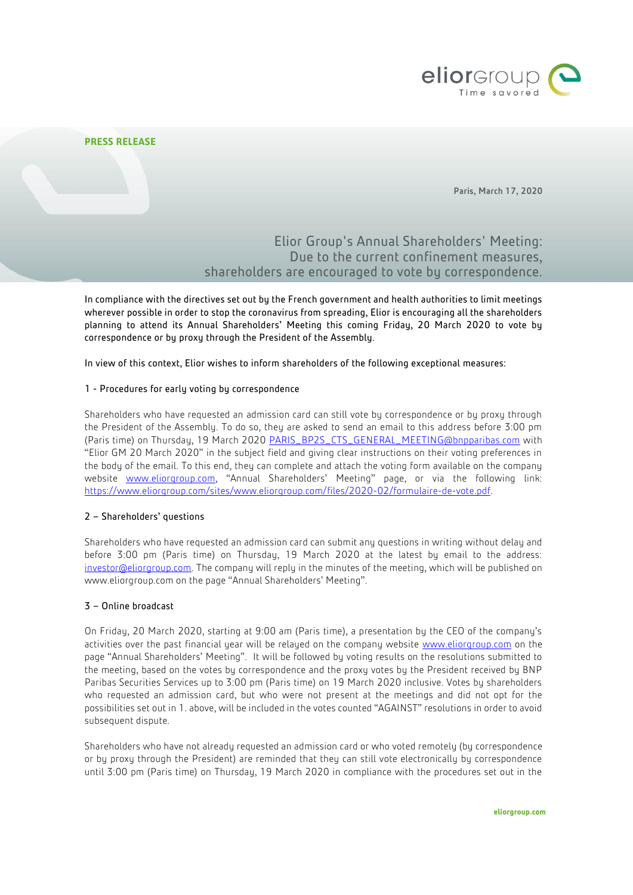**PRESS RELEASE**

Paris, March 17, 2020

# Elior Group's Annual Shareholders' Meeting: Due to the current confinement measures, shareholders are encouraged to vote by correspondence.

In compliance with the directives set out by the French government and health authorities to limit meetings wherever possible in order to stop the coronavirus from spreading, Elior is encouraging all the shareholders planning to attend its Annual Shareholders' Meeting this coming Friday, 20 March 2020 to vote by correspondence or by proxy through the President of the Assembly.

In view of this context, Elior wishes to inform shareholders of the following exceptional measures:

1 - Procedures for early voting by correspondence

Shareholders who have requested an admission card can still vote by correspondence or by proxy through the President of the Assembly. To do so, they are asked to send an email to this address before 3:00 pm (Paris time) on Thursday, 19 March 2020 PARIS_BP2S_CTS_GENERAL_MEETING@bnpparibas.com with "Elior GM 20 March 2020" in the subject field and giving clear instructions on their voting preferences in the body of the email. To this end, they can complete and attach the voting form available on the company website www.eliorgroup.com, "Annual Shareholders' Meeting" page, or via the following link: https://www.eliorgroup.com/sites/www.eliorgroup.com/files/2020-02/formulaire-de-vote.pdf.

2 – Shareholders' questions

Shareholders who have requested an admission card can submit any questions in writing without delay and before 3:00 pm (Paris time) on Thursday, 19 March 2020 at the latest by email to the address: investor@eliorgroup.com. The company will reply in the minutes of the meeting, which will be published on www.eliorgroup.com on the page "Annual Shareholders' Meeting".

3 – Online broadcast

On Friday, 20 March 2020, starting at 9:00 am (Paris time), a presentation by the CEO of the company's activities over the past financial year will be relayed on the company website www.eliorgroup.com on the page "Annual Shareholders' Meeting". It will be followed by voting results on the resolutions submitted to the meeting, based on the votes by correspondence and the proxy votes by the President received by BNP Paribas Securities Services up to 3:00 pm (Paris time) on 19 March 2020 inclusive. Votes by shareholders who requested an admission card, but who were not present at the meetings and did not opt for the possibilities set out in 1. above, will be included in the votes counted "AGAINST" resolutions in order to avoid subsequent dispute.

Shareholders who have not already requested an admission card or who voted remotely (by correspondence or by proxy through the President) are reminded that they can still vote electronically by correspondence until 3:00 pm (Paris time) on Thursday, 19 March 2020 in compliance with the procedures set out in the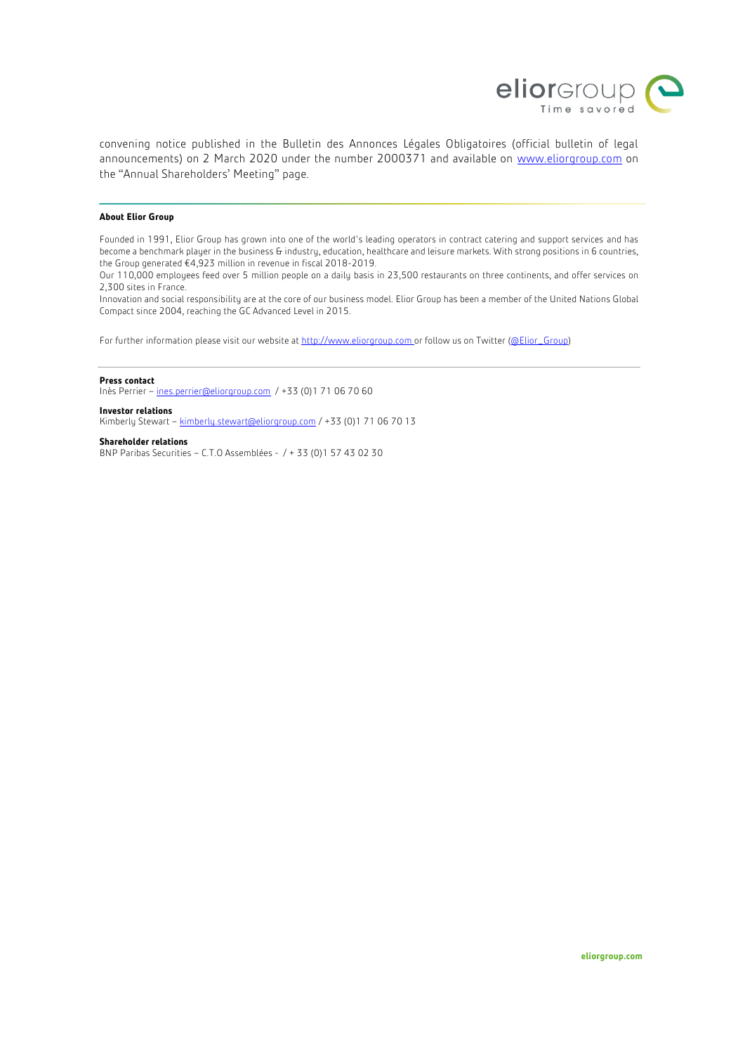convening notice published in the Bulletin des Annonces Légales Obligatoires (official bulletin of legal announcements) on 2 March 2020 under the number 2000371 and available on [www.eliorgroup.com](http://www.eliorgroup.com) on the "Annual Shareholders' Meeting" page.

**About Elior Group**

Founded in 1991, Elior Group has grown into one of the world's leading operators in contract catering and support services and has become a benchmark player in the business & industry, education, healthcare and leisure markets. With strong positions in 6 countries, the Group generated €4,923 million in revenue in fiscal 2018-2019.

Our 110,000 employees feed over 5 million people on a daily basis in 23,500 restaurants on three continents, and offer services on 2,300 sites in France.

Innovation and social responsibility are at the core of our business model. Elior Group has been a member of the United Nations Global Compact since 2004, reaching the GC Advanced Level in 2015.

For further information please visit our website at [http://www.eliorgroup.com](http://www.eliorgroup.com) or follow us on Twitter ([@Elior_Group](https://twitter.com/Elior_Group))

**Press contact**
Inès Perrier – [ines.perrier@eliorgroup.com](mailto:ines.perrier@eliorgroup.com) / +33 (0)1 71 06 70 60

**Investor relations**
Kimberly Stewart – [kimberly.stewart@eliorgroup.com](mailto:kimberly.stewart@eliorgroup.com) / +33 (0)1 71 06 70 13

**Shareholder relations**
BNP Paribas Securities – C.T.O Assemblées - / + 33 (0)1 57 43 02 30